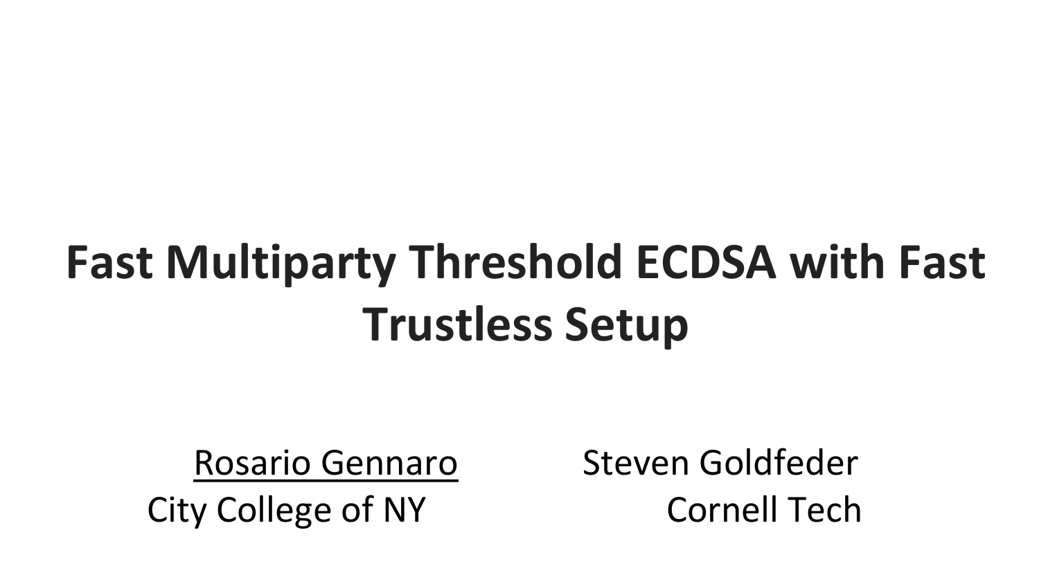# Fast Multiparty Threshold ECDSA with Fast Trustless Setup

Rosario Gennaro
City College of NY

Steven Goldfeder
Cornell Tech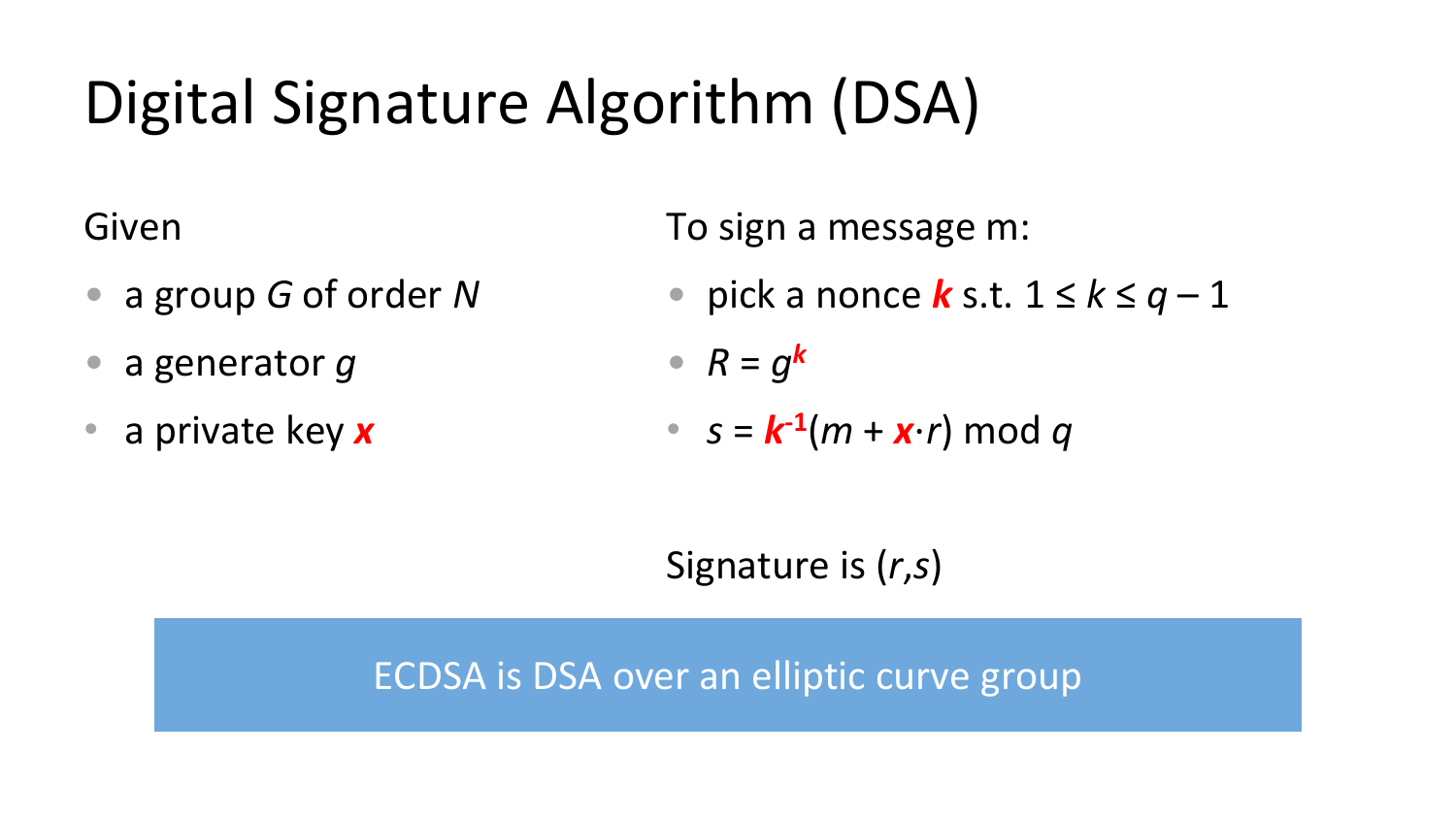# Digital Signature Algorithm (DSA)

Given

- a group $G$ of order $N$
- a generator $g$
- a private key $\boldsymbol{x}$

To sign a message m:

- pick a nonce $\boldsymbol{k}$ s.t. $1 \leq k \leq q - 1$
- $R = g^{\boldsymbol{k}}$
- $s = \boldsymbol{k}^{-1}(m + \boldsymbol{x} \cdot r) \bmod q$

Signature is $(r,s)$

ECDSA is DSA over an elliptic curve group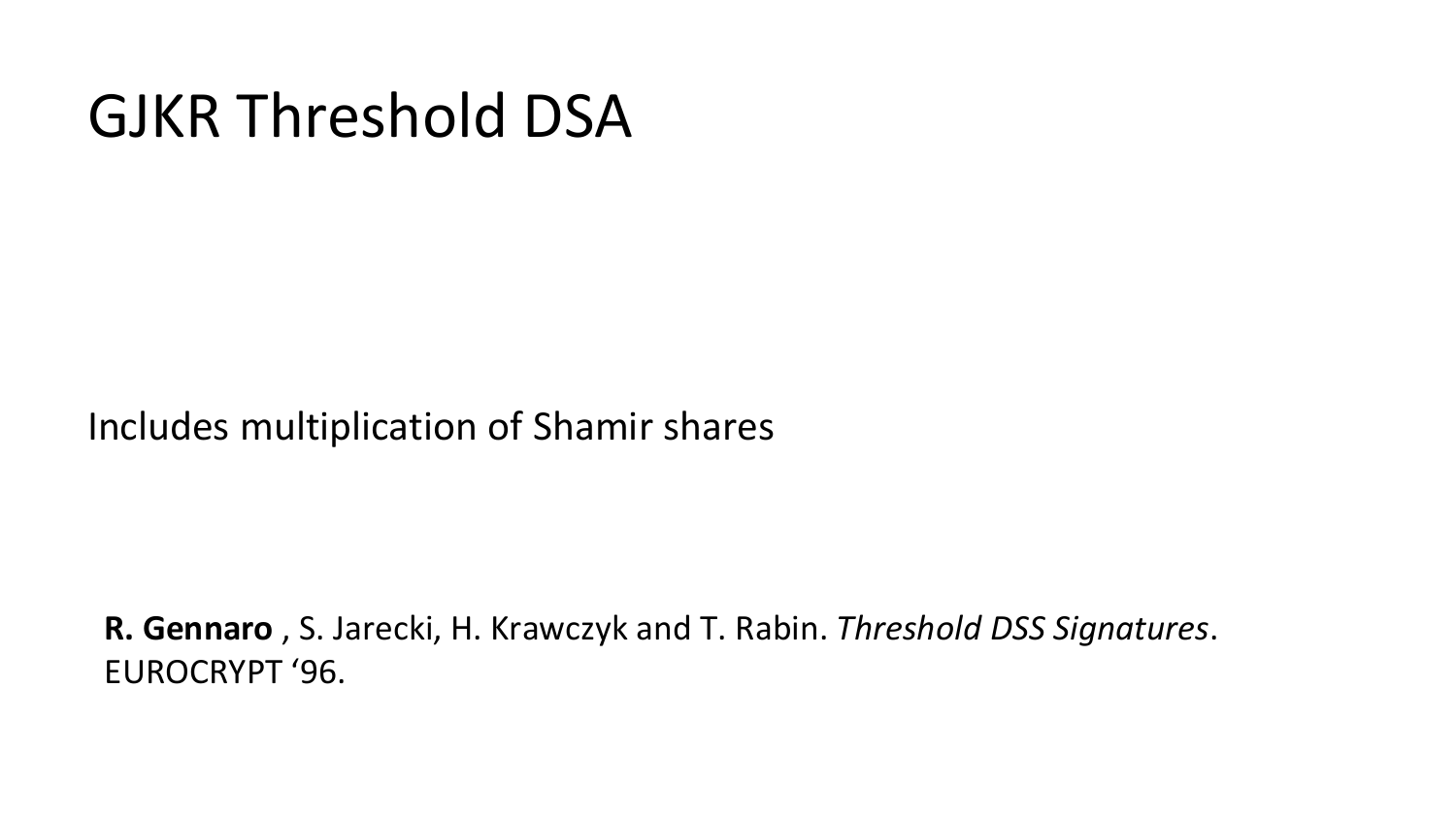# GJKR Threshold DSA

Includes multiplication of Shamir shares

**R. Gennaro** , S. Jarecki, H. Krawczyk and T. Rabin. *Threshold DSS Signatures*. EUROCRYPT ‘96.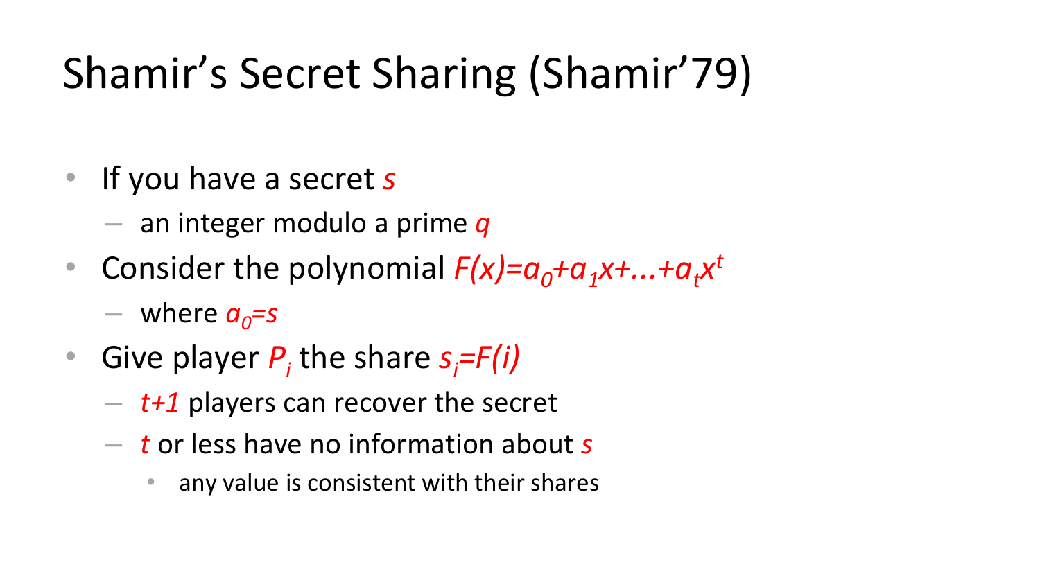# Shamir's Secret Sharing (Shamir'79)

- If you have a secret $s$
  - an integer modulo a prime $q$
- Consider the polynomial $F(x)=a_0+a_1x+...+a_tx^t$
  - where $a_0=s$
- Give player $P_i$ the share $s_i=F(i)$
  - $t+1$ players can recover the secret
  - $t$ or less have no information about $s$
    - any value is consistent with their shares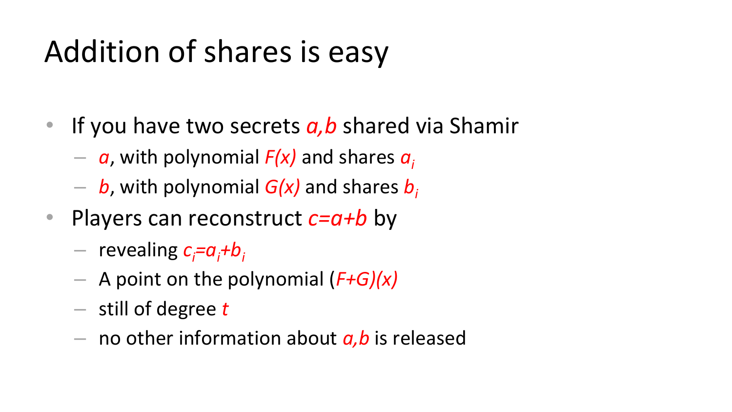# Addition of shares is easy

- If you have two secrets $a,b$ shared via Shamir
  - $a$, with polynomial $F(x)$ and shares $a_i$
  - $b$, with polynomial $G(x)$ and shares $b_i$
- Players can reconstruct $c=a+b$ by
  - revealing $c_i=a_i+b_i$
  - A point on the polynomial $(F+G)(x)$
  - still of degree $t$
  - no other information about $a,b$ is released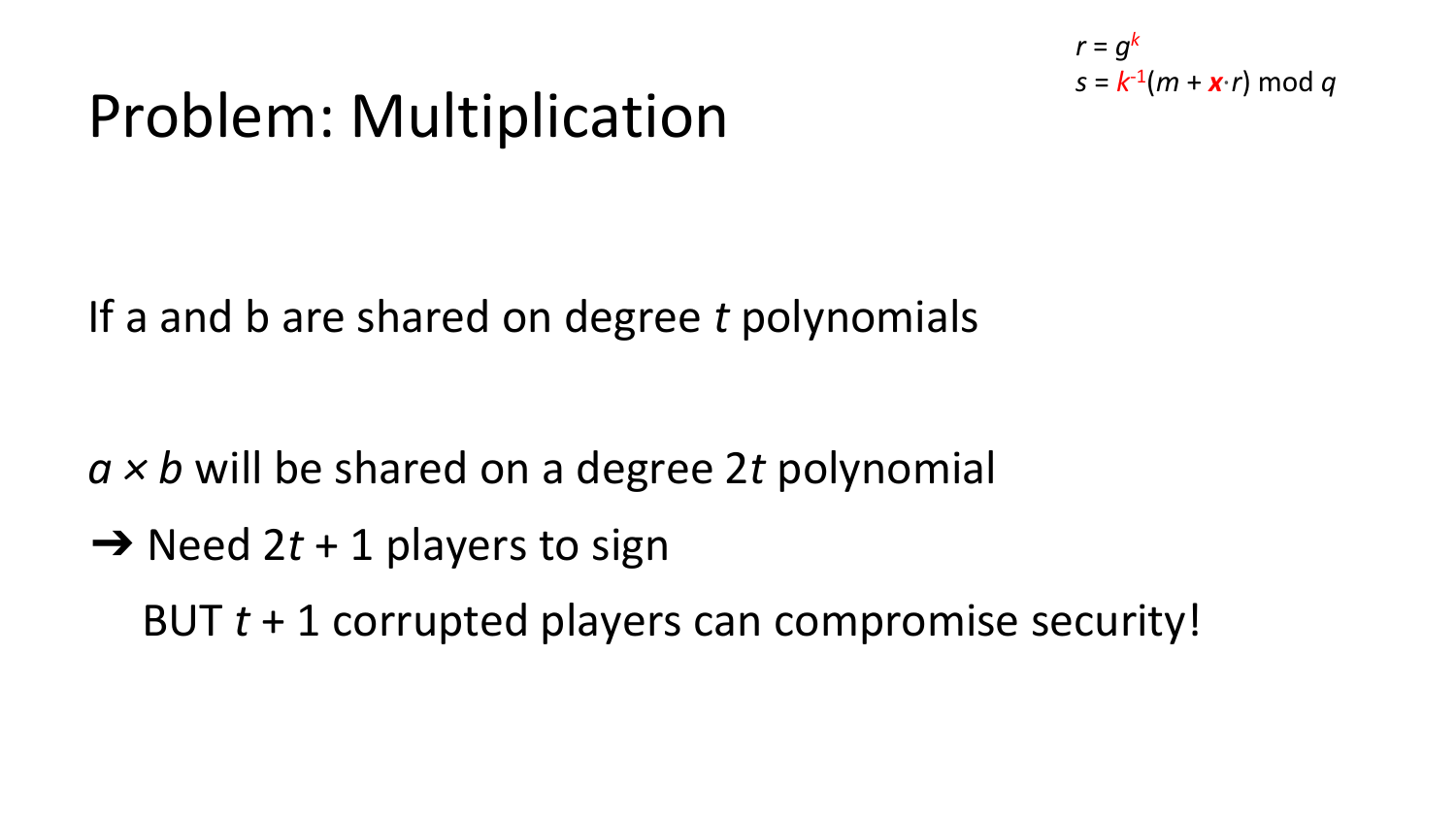$r = g^k$
$s = k^{-1}(m + \boldsymbol{x} \cdot r) \bmod q$

# Problem: Multiplication

If a and b are shared on degree $t$ polynomials

$a \times b$ will be shared on a degree $2t$ polynomial

➔ Need $2t + 1$ players to sign

BUT $t + 1$ corrupted players can compromise security!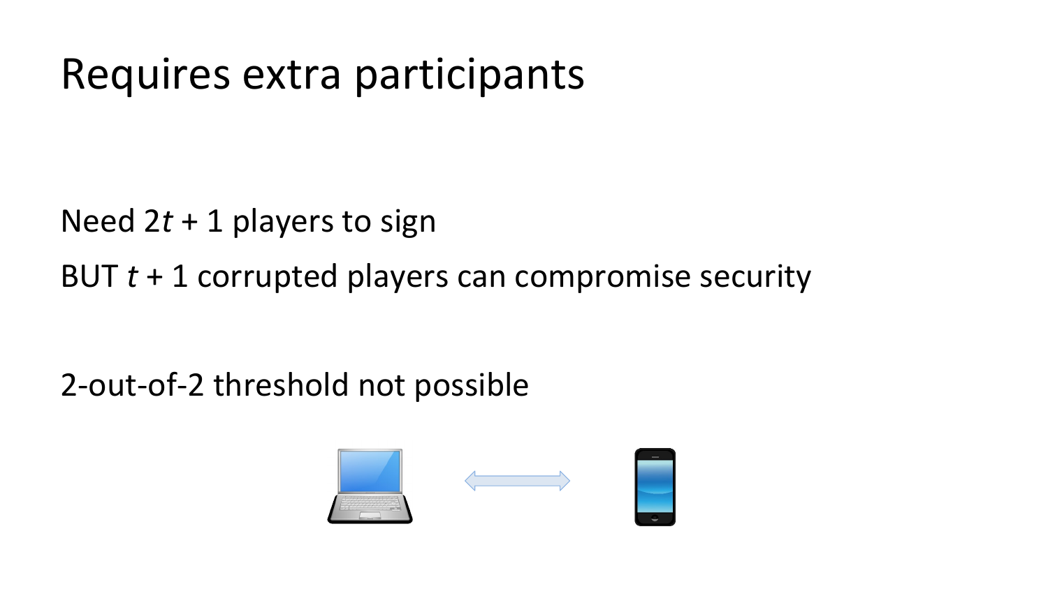# Requires extra participants

Need $2t + 1$ players to sign

BUT $t + 1$ corrupted players can compromise security

2-out-of-2 threshold not possible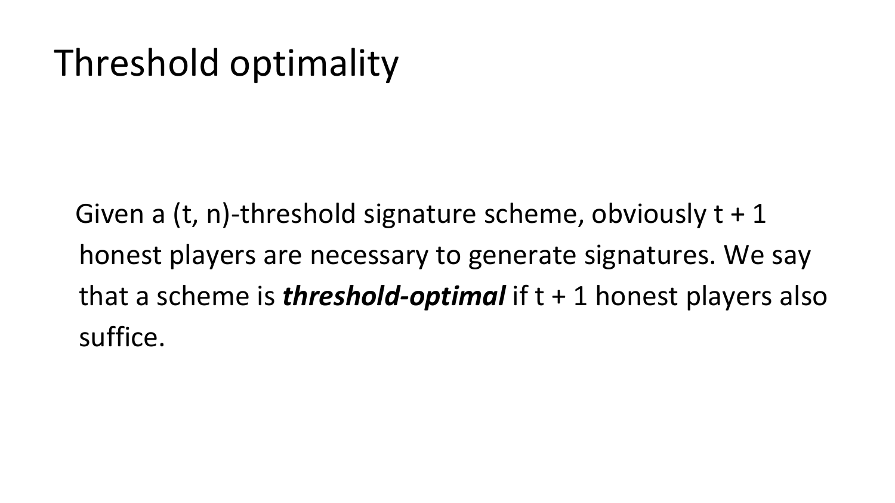# Threshold optimality

Given a (t, n)-threshold signature scheme, obviously t + 1 honest players are necessary to generate signatures. We say that a scheme is ***threshold-optimal*** if t + 1 honest players also suffice.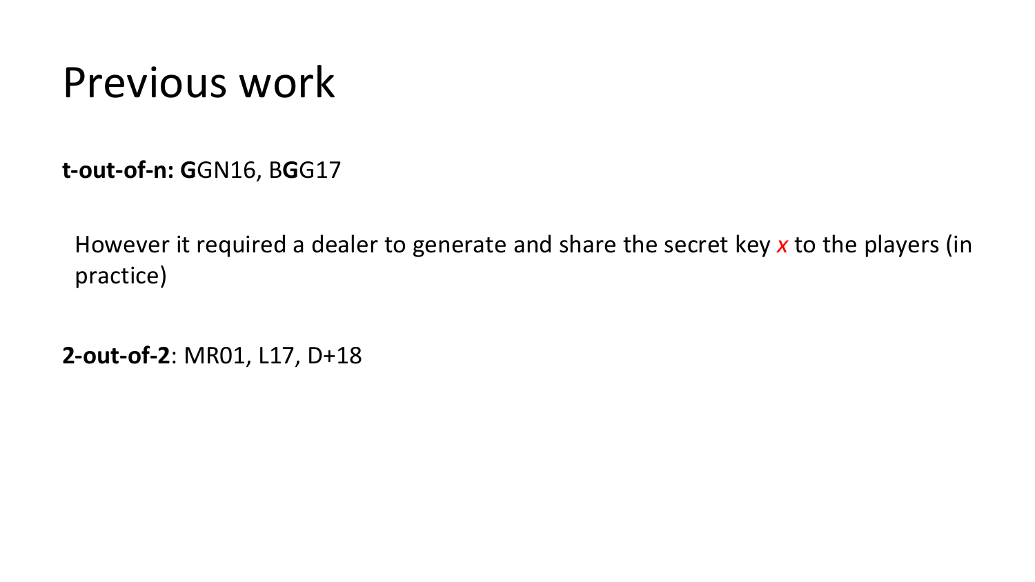# Previous work

**t-out-of-n: G**GN16, B**G**G17

However it required a dealer to generate and share the secret key *x* to the players (in practice)

**2-out-of-2**: MR01, L17, D+18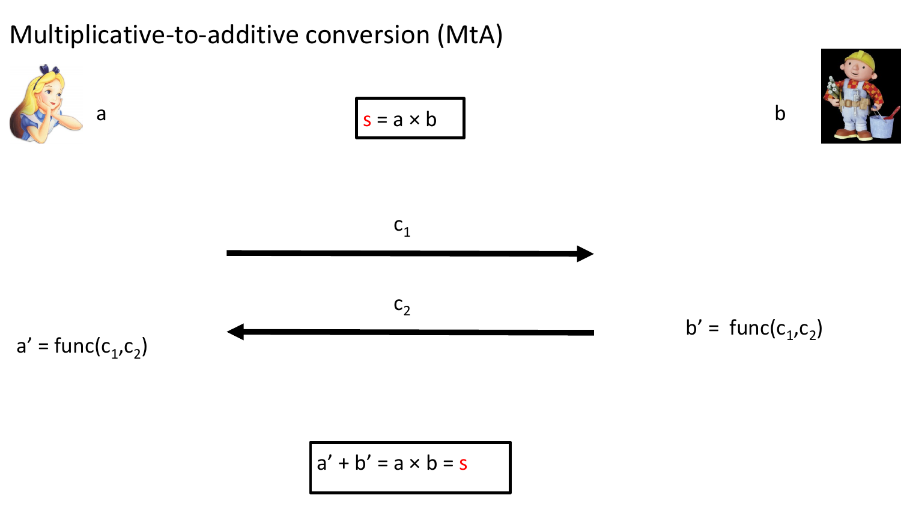# Multiplicative-to-additive conversion (MtA)

$a$

$s = a \times b$

$b$

$c_1$

$c_2$

$b' = func(c_1, c_2)$

$a' = func(c_1, c_2)$

$a' + b' = a \times b = s$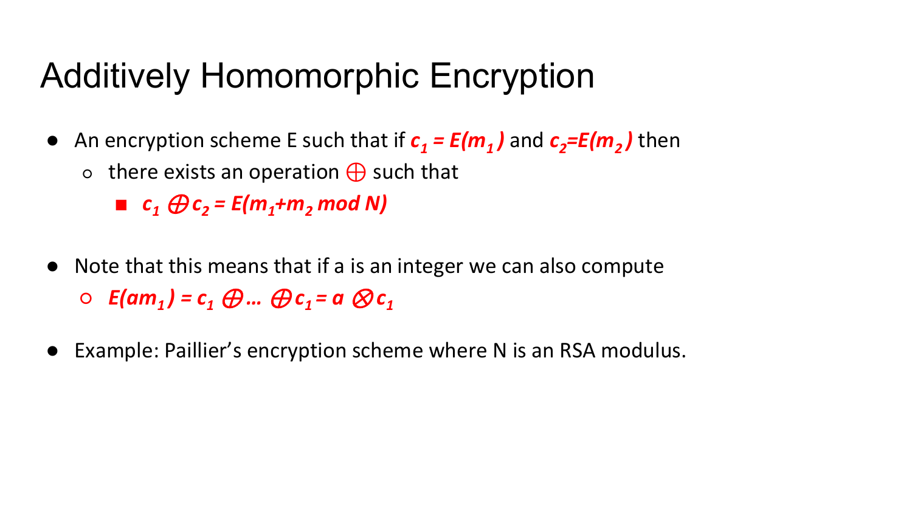# Additively Homomorphic Encryption

- An encryption scheme E such that if $c_1 = E(m_1)$ and $c_2 = E(m_2)$ then
  - there exists an operation $\oplus$ such that
    - $c_1 \oplus c_2 = E(m_1 + m_2 \bmod N)$

- Note that this means that if a is an integer we can also compute
  - $E(am_1) = c_1 \oplus \ldots \oplus c_1 = a \otimes c_1$

- Example: Paillier's encryption scheme where N is an RSA modulus.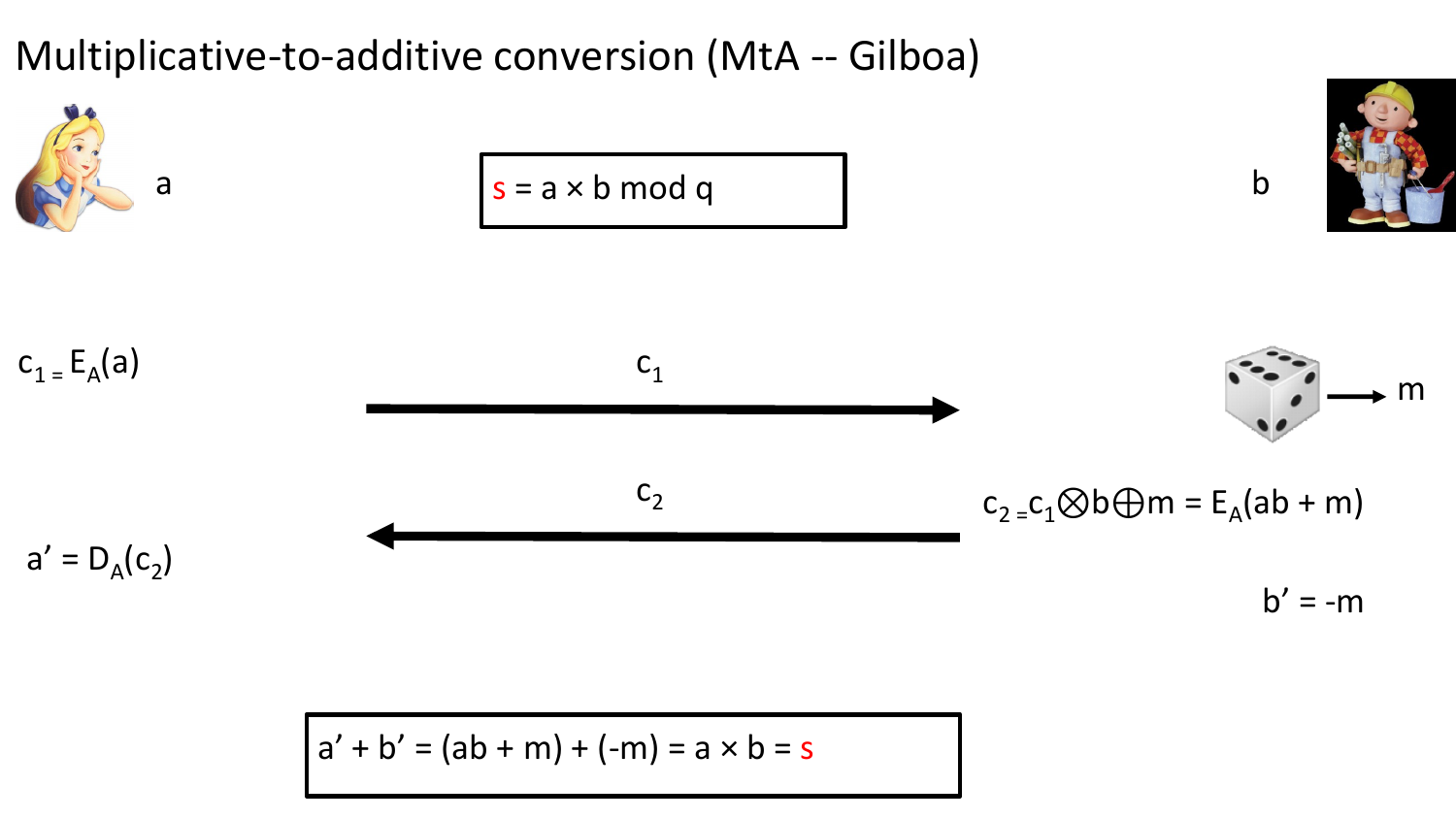# Multiplicative-to-additive conversion (MtA -- Gilboa)

$a$

$s = a \times b \bmod q$

$b$

$c_1 = E_A(a)$

$c_1$

$m$

$c_2$

$c_2 = c_1 \otimes b \oplus m = E_A(ab + m)$

$a' = D_A(c_2)$

$b' = -m$

$a' + b' = (ab + m) + (-m) = a \times b = s$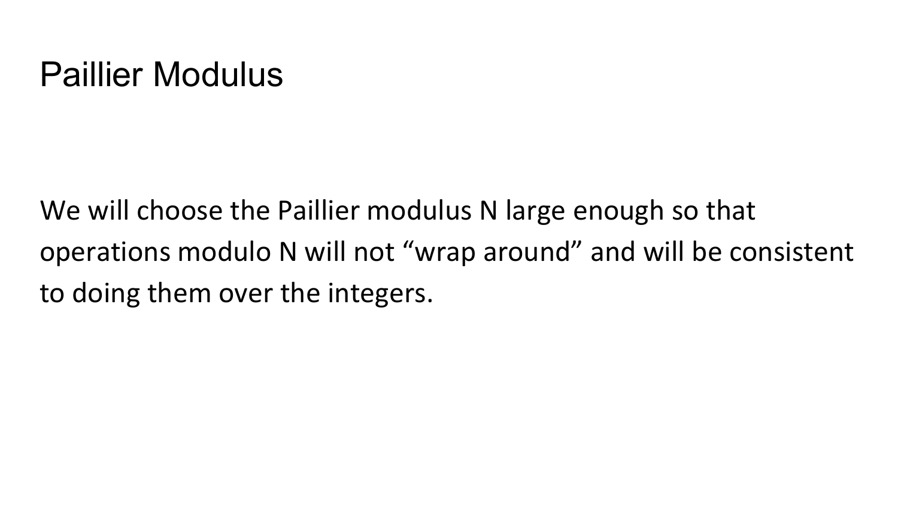# Paillier Modulus

We will choose the Paillier modulus N large enough so that operations modulo N will not “wrap around” and will be consistent to doing them over the integers.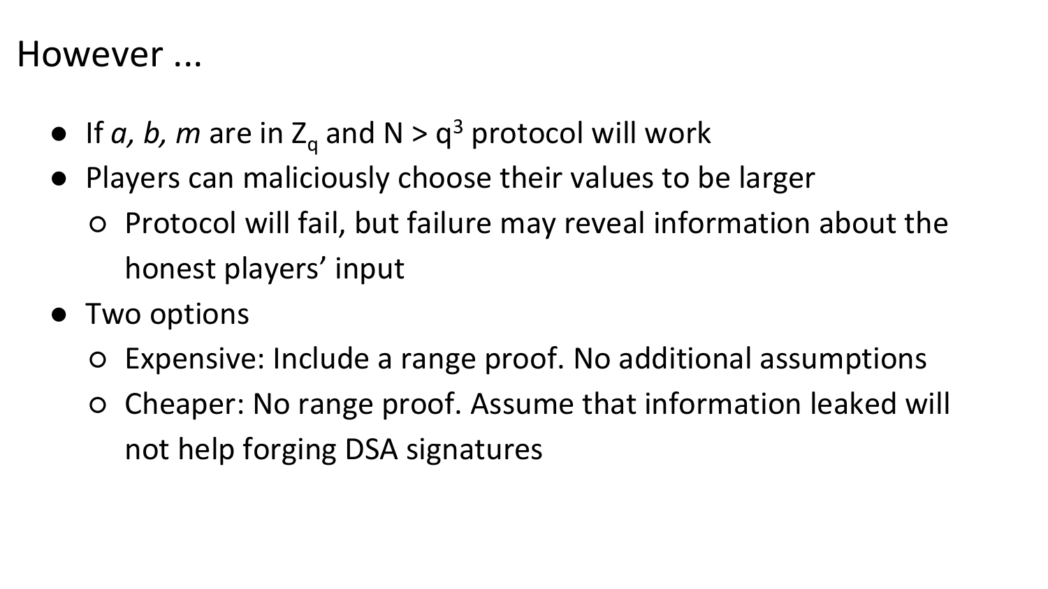# However ...

- If $a$, $b$, $m$ are in $Z_q$ and $N > q^3$ protocol will work
- Players can maliciously choose their values to be larger
  - Protocol will fail, but failure may reveal information about the honest players' input
- Two options
  - Expensive: Include a range proof. No additional assumptions
  - Cheaper: No range proof. Assume that information leaked will not help forging DSA signatures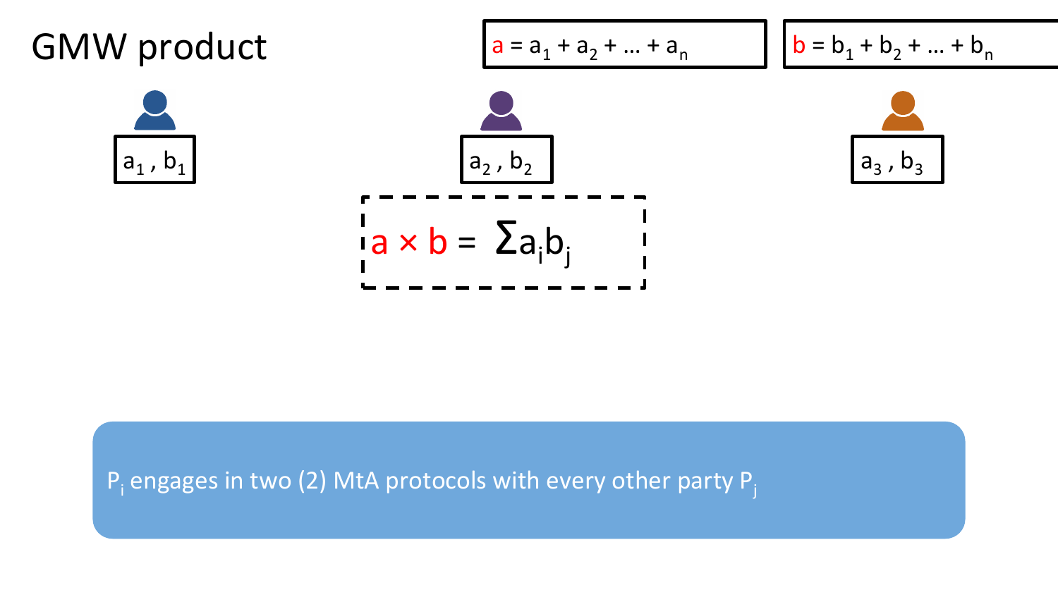# GMW product

$a = a_1 + a_2 + \ldots + a_n$

$b = b_1 + b_2 + \ldots + b_n$

$a_1 , b_1$

$a_2 , b_2$

$a_3 , b_3$

$$a \times b = \Sigma a_i b_j$$

$P_i$ engages in two (2) MtA protocols with every other party $P_j$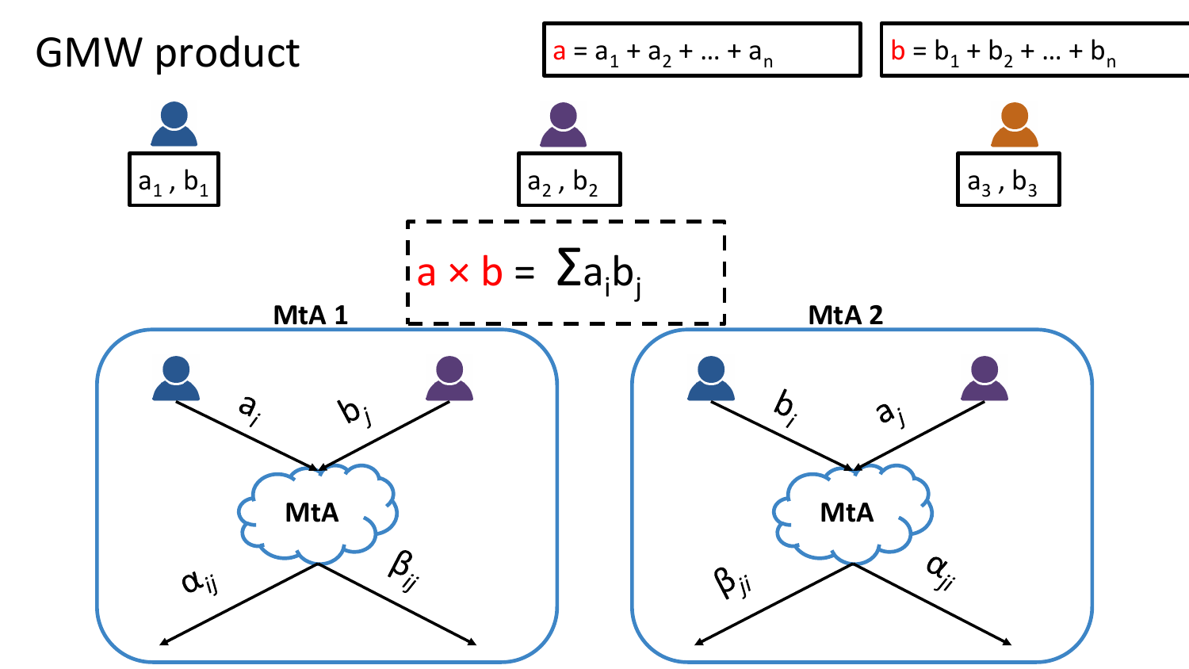# GMW product

$a = a_1 + a_2 + \dots + a_n$

$b = b_1 + b_2 + \dots + b_n$

$a_1 , b_1$

$a_2 , b_2$

$a_3 , b_3$

$$a \times b = \Sigma a_i b_j$$

**MtA 1**

$a_i$

$b_j$

**MtA**

$\alpha_{ij}$

$\beta_{ij}$

**MtA 2**

$b_i$

$a_j$

**MtA**

$\beta_{ji}$

$\alpha_{ji}$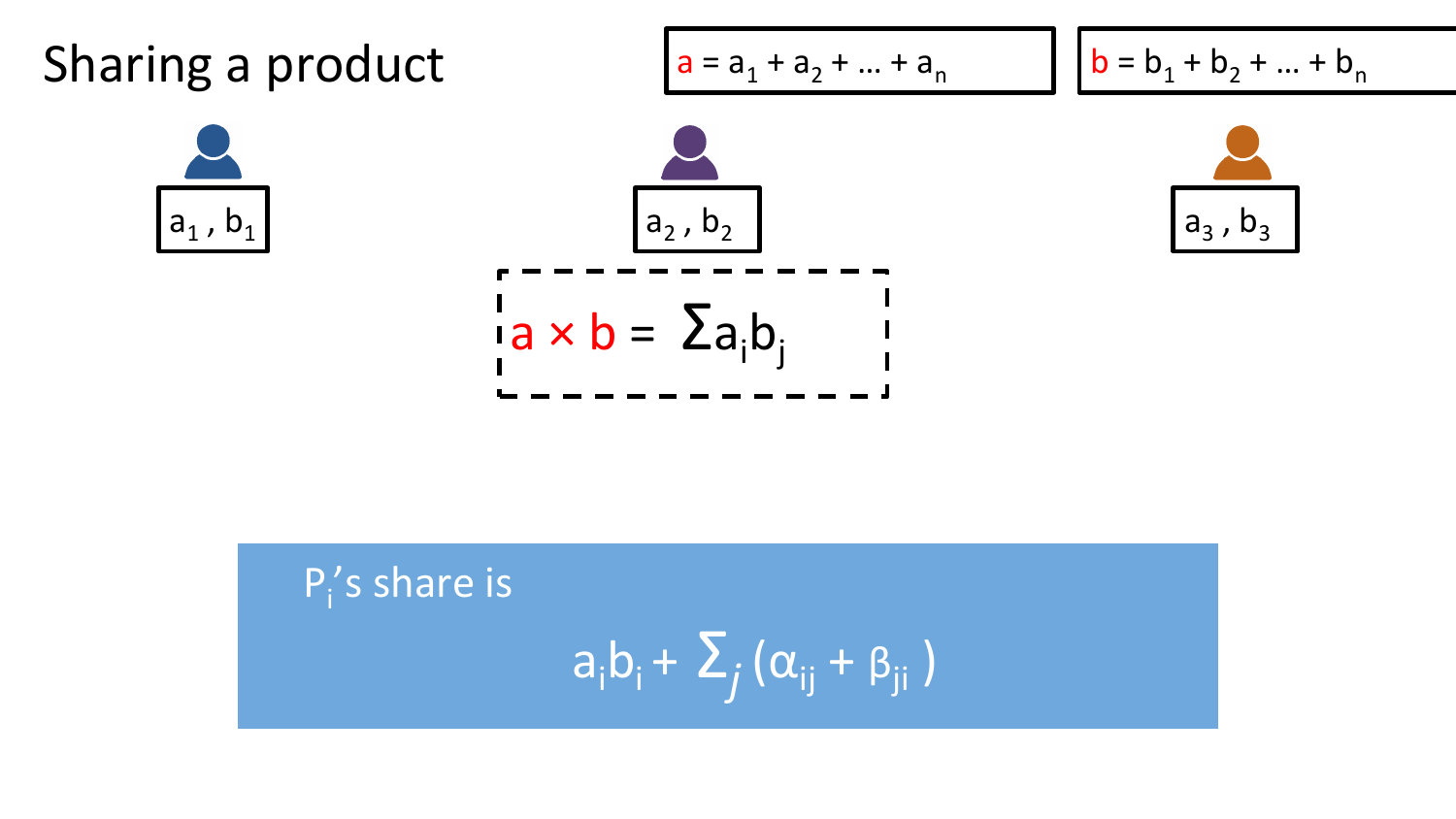# Sharing a product

$a = a_1 + a_2 + \ldots + a_n$

$b = b_1 + b_2 + \ldots + b_n$

$a_1 , b_1$

$a_2 , b_2$

$a_3 , b_3$

$$a \times b = \Sigma a_i b_j$$

$P_i$'s share is

$$a_i b_i + \Sigma_j (\alpha_{ij} + \beta_{ji})$$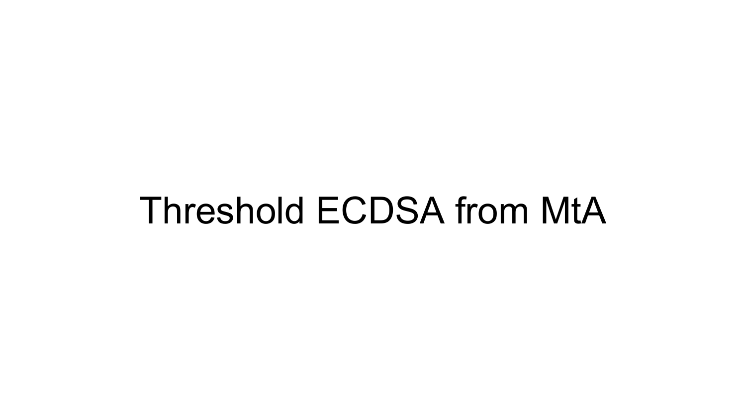# Threshold ECDSA from MtA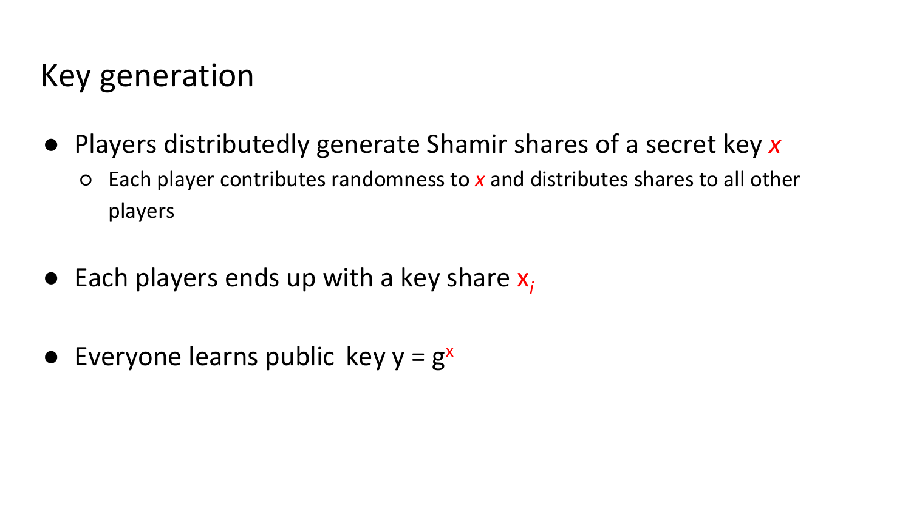# Key generation

- Players distributedly generate Shamir shares of a secret key $x$
  - Each player contributes randomness to $x$ and distributes shares to all other players

- Each players ends up with a key share $x_i$

- Everyone learns public key $y = g^x$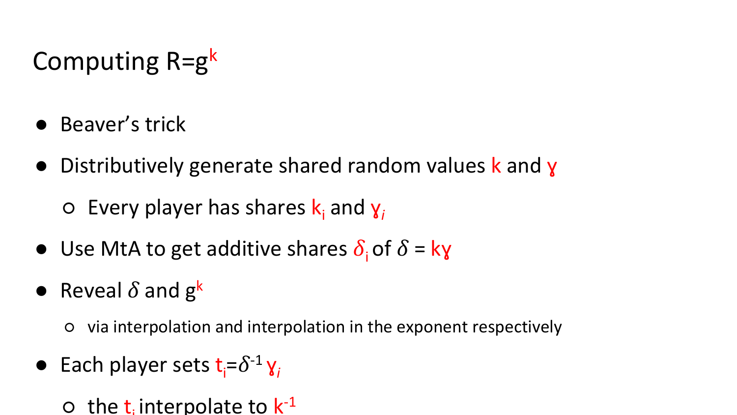# Computing $R=g^k$

- Beaver's trick
- Distributively generate shared random values $k$ and $\gamma$
  - Every player has shares $k_i$ and $\gamma_i$
- Use MtA to get additive shares $\delta_i$ of $\delta = k\gamma$
- Reveal $\delta$ and $g^k$
  - via interpolation and interpolation in the exponent respectively
- Each player sets $t_i=\delta^{-1}\gamma_i$
  - the $t_i$ interpolate to $k^{-1}$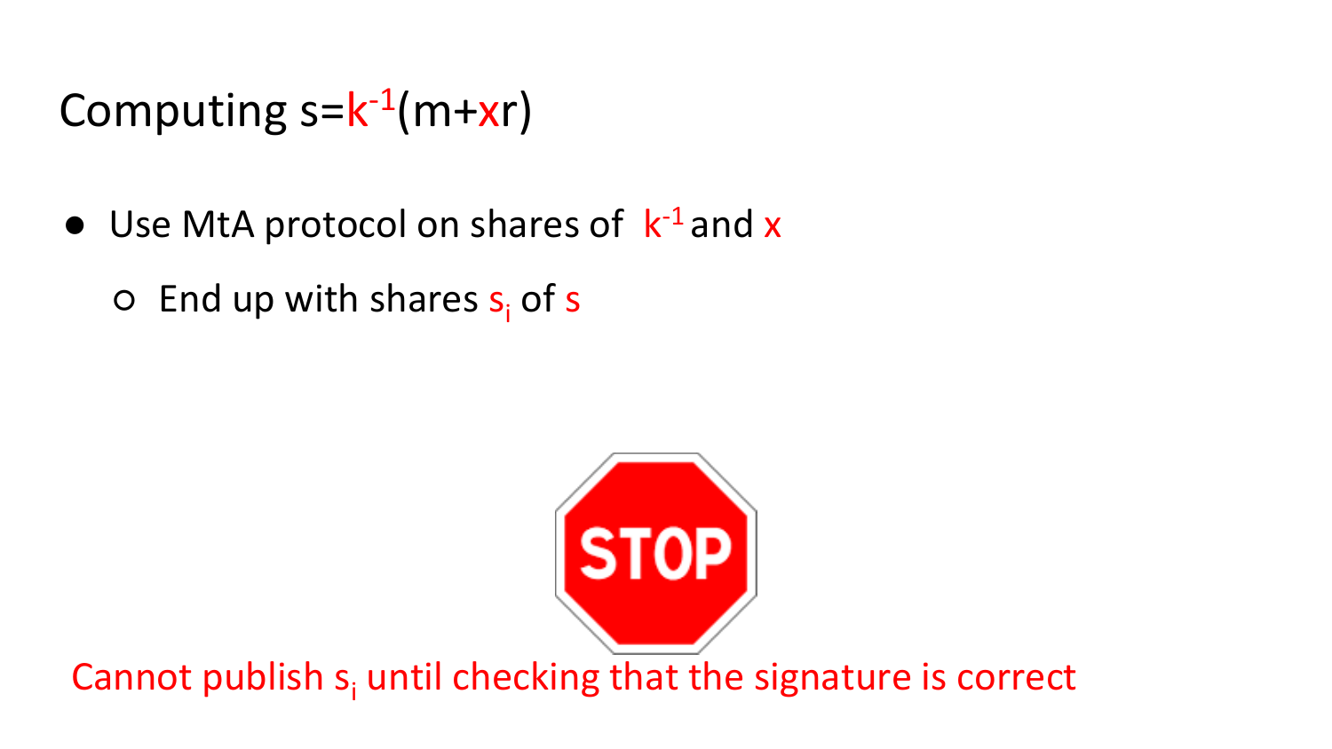# Computing $s=k^{-1}(m+xr)$

- Use MtA protocol on shares of $k^{-1}$ and $x$
  - End up with shares $s_i$ of $s$

STOP

Cannot publish $s_i$ until checking that the signature is correct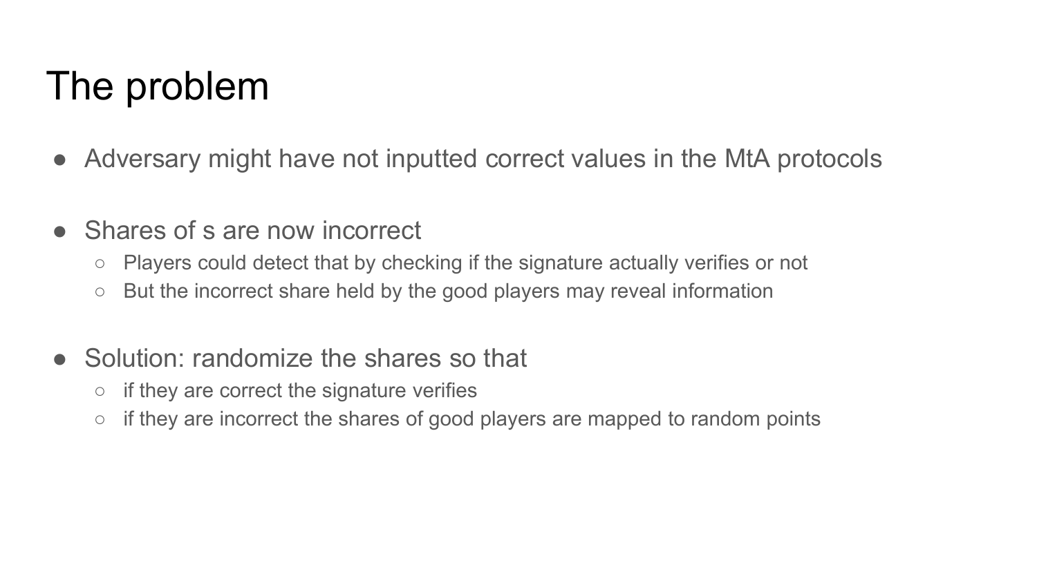# The problem

- Adversary might have not inputted correct values in the MtA protocols

- Shares of s are now incorrect
  - Players could detect that by checking if the signature actually verifies or not
  - But the incorrect share held by the good players may reveal information

- Solution: randomize the shares so that
  - if they are correct the signature verifies
  - if they are incorrect the shares of good players are mapped to random points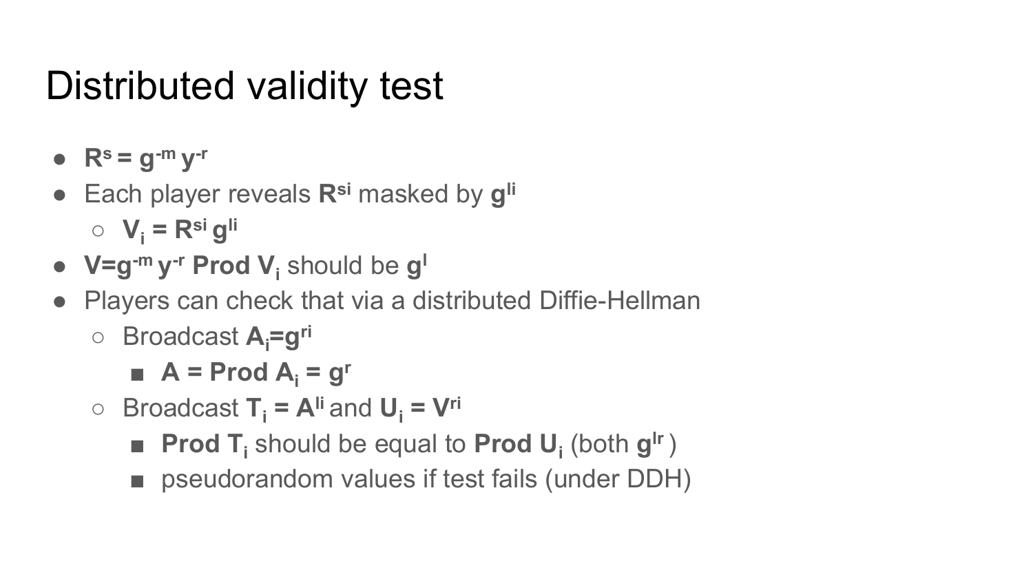# Distributed validity test

- $R^s = g^{-m} y^{-r}$
- Each player reveals $R^{s_i}$ masked by $g^{l_i}$
  - $V_i = R^{s_i} g^{l_i}$
- $V = g^{-m} y^{-r} \text{ Prod } V_i$ should be $g^l$
- Players can check that via a distributed Diffie-Hellman
  - Broadcast $A_i = g^{r_i}$
    - $A = \text{Prod } A_i = g^r$
  - Broadcast $T_i = A^{l_i}$ and $U_i = V^{r_i}$
    - **Prod** $T_i$ should be equal to **Prod** $U_i$ (both $g^{lr}$ )
    - pseudorandom values if test fails (under DDH)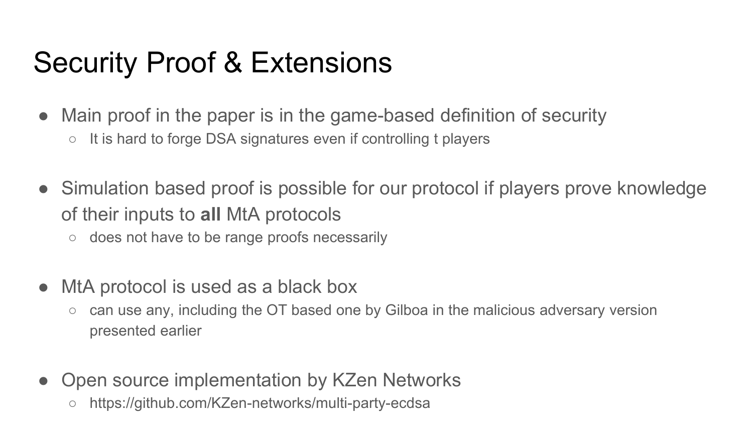# Security Proof & Extensions

- Main proof in the paper is in the game-based definition of security
  - It is hard to forge DSA signatures even if controlling t players

- Simulation based proof is possible for our protocol if players prove knowledge of their inputs to **all** MtA protocols
  - does not have to be range proofs necessarily

- MtA protocol is used as a black box
  - can use any, including the OT based one by Gilboa in the malicious adversary version presented earlier

- Open source implementation by KZen Networks
  - https://github.com/KZen-networks/multi-party-ecdsa